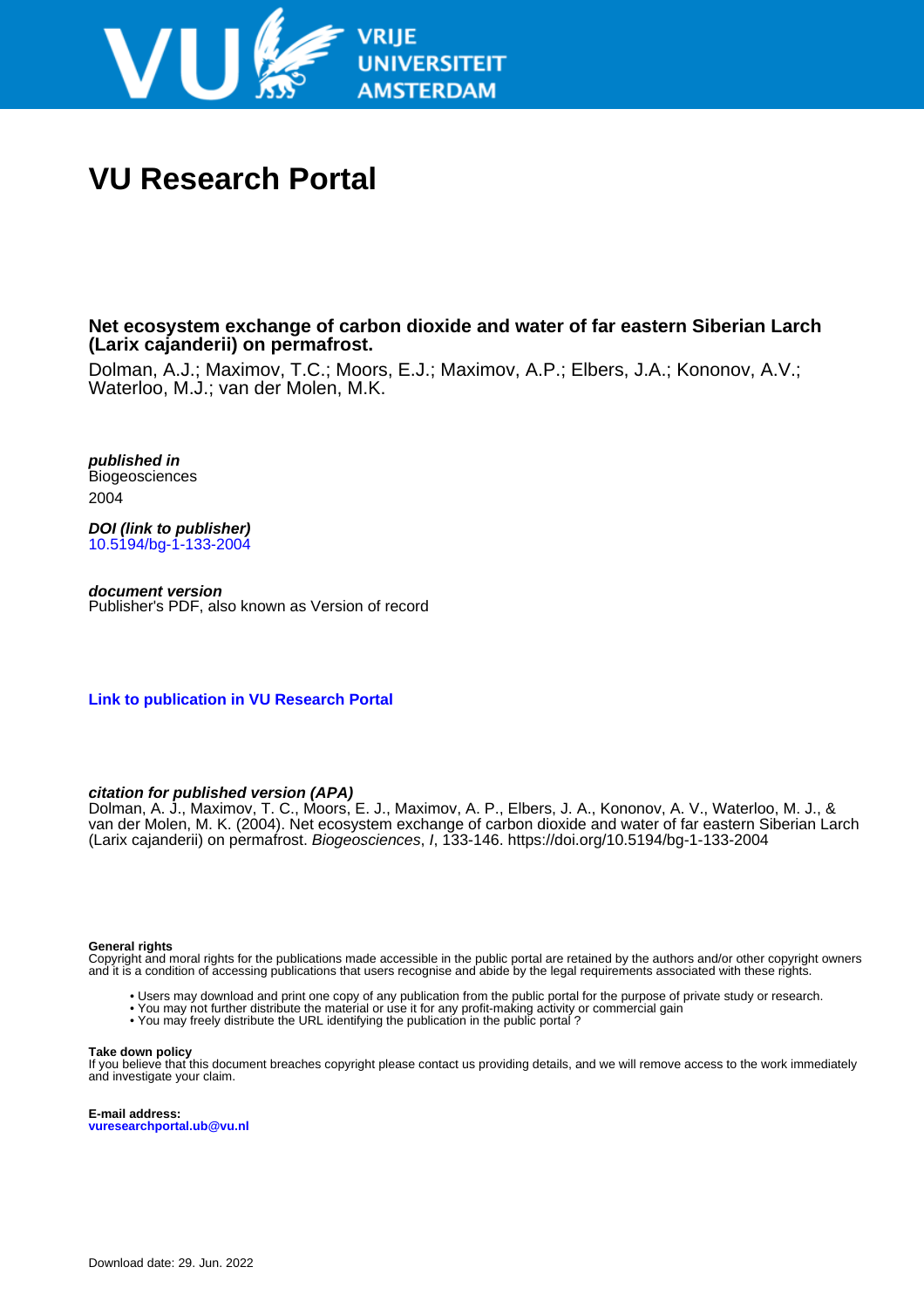# VU Research Portal

**Net ecosystem exchange of carbon dioxide and water of far eastern Siberian Larch (Larix cajanderii) on permafrost.**

Dolman, A.J.; Maximov, T.C.; Moors, E.J.; Maximov, A.P.; Elbers, J.A.; Kononov, A.V.; Waterloo, M.J.; van der Molen, M.K.

***published in***
Biogeosciences
2004

***DOI (link to publisher)***
10.5194/bg-1-133-2004

***document version***
Publisher's PDF, also known as Version of record

**Link to publication in VU Research Portal**

***citation for published version (APA)***
Dolman, A. J., Maximov, T. C., Moors, E. J., Maximov, A. P., Elbers, J. A., Kononov, A. V., Waterloo, M. J., & van der Molen, M. K. (2004). Net ecosystem exchange of carbon dioxide and water of far eastern Siberian Larch (Larix cajanderii) on permafrost. *Biogeosciences*, *1*, 133-146. https://doi.org/10.5194/bg-1-133-2004

**General rights**
Copyright and moral rights for the publications made accessible in the public portal are retained by the authors and/or other copyright owners and it is a condition of accessing publications that users recognise and abide by the legal requirements associated with these rights.

- Users may download and print one copy of any publication from the public portal for the purpose of private study or research.
- You may not further distribute the material or use it for any profit-making activity or commercial gain
- You may freely distribute the URL identifying the publication in the public portal ?

**Take down policy**
If you believe that this document breaches copyright please contact us providing details, and we will remove access to the work immediately and investigate your claim.

**E-mail address:**
**vuresearchportal.ub@vu.nl**

Download date: 29. Jun. 2022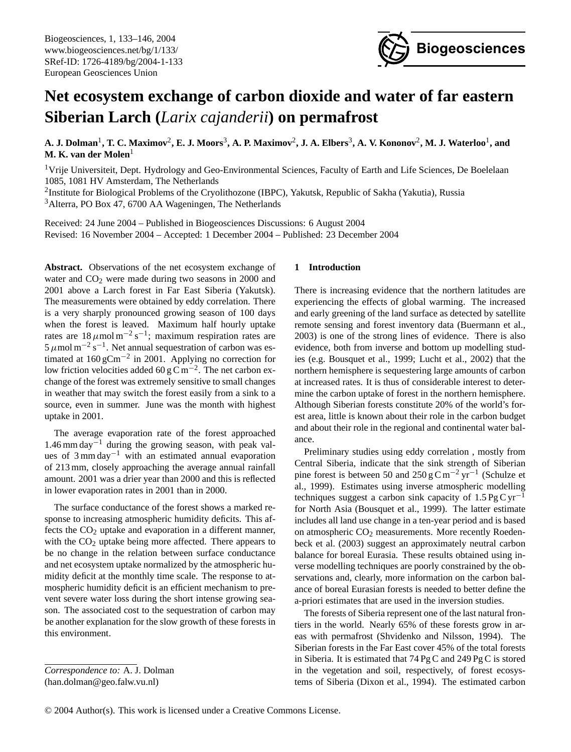# Net ecosystem exchange of carbon dioxide and water of far eastern Siberian Larch (*Larix cajanderii*) on permafrost

**A. J. Dolman[1], T. C. Maximov[2], E. J. Moors[3], A. P. Maximov[2], J. A. Elbers[3], A. V. Kononov[2], M. J. Waterloo[1], and M. K. van der Molen[1]**

[1]Vrije Universiteit, Dept. Hydrology and Geo-Environmental Sciences, Faculty of Earth and Life Sciences, De Boelelaan 1085, 1081 HV Amsterdam, The Netherlands

[2]Institute for Biological Problems of the Cryolithozone (IBPC), Yakutsk, Republic of Sakha (Yakutia), Russia

[3]Alterra, PO Box 47, 6700 AA Wageningen, The Netherlands

Received: 24 June 2004 – Published in Biogeosciences Discussions: 6 August 2004
Revised: 16 November 2004 – Accepted: 1 December 2004 – Published: 23 December 2004

**Abstract.** Observations of the net ecosystem exchange of water and $CO_2$ were made during two seasons in 2000 and 2001 above a Larch forest in Far East Siberia (Yakutsk). The measurements were obtained by eddy correlation. There is a very sharply pronounced growing season of 100 days when the forest is leaved. Maximum half hourly uptake rates are $18\,\mu\text{mol}\,\text{m}^{-2}\,\text{s}^{-1}$; maximum respiration rates are $5\,\mu\text{mol}\,\text{m}^{-2}\,\text{s}^{-1}$. Net annual sequestration of carbon was estimated at $160\,\text{gCm}^{-2}$ in 2001. Applying no correction for low friction velocities added $60\,\text{g}\,\text{C}\,\text{m}^{-2}$. The net carbon exchange of the forest was extremely sensitive to small changes in weather that may switch the forest easily from a sink to a source, even in summer. June was the month with highest uptake in 2001.

The average evaporation rate of the forest approached $1.46\,\text{mm}\,\text{day}^{-1}$ during the growing season, with peak values of $3\,\text{mm}\,\text{day}^{-1}$ with an estimated annual evaporation of 213 mm, closely approaching the average annual rainfall amount. 2001 was a drier year than 2000 and this is reflected in lower evaporation rates in 2001 than in 2000.

The surface conductance of the forest shows a marked response to increasing atmospheric humidity deficits. This affects the $CO_2$ uptake and evaporation in a different manner, with the $CO_2$ uptake being more affected. There appears to be no change in the relation between surface conductance and net ecosystem uptake normalized by the atmospheric humidity deficit at the monthly time scale. The response to atmospheric humidity deficit is an efficient mechanism to prevent severe water loss during the short intense growing season. The associated cost to the sequestration of carbon may be another explanation for the slow growth of these forests in this environment.

*Correspondence to:* A. J. Dolman
(han.dolman@geo.falw.vu.nl)

## 1 Introduction

There is increasing evidence that the northern latitudes are experiencing the effects of global warming. The increased and early greening of the land surface as detected by satellite remote sensing and forest inventory data (Buermann et al., 2003) is one of the strong lines of evidence. There is also evidence, both from inverse and bottom up modelling studies (e.g. Bousquet et al., 1999; Lucht et al., 2002) that the northern hemisphere is sequestering large amounts of carbon at increased rates. It is thus of considerable interest to determine the carbon uptake of forest in the northern hemisphere. Although Siberian forests constitute 20% of the world's forest area, little is known about their role in the carbon budget and about their role in the regional and continental water balance.

Preliminary studies using eddy correlation , mostly from Central Siberia, indicate that the sink strength of Siberian pine forest is between 50 and $250\,\text{g}\,\text{C}\,\text{m}^{-2}\,\text{yr}^{-1}$ (Schulze et al., 1999). Estimates using inverse atmospheric modelling techniques suggest a carbon sink capacity of $1.5\,\text{Pg}\,\text{C}\,\text{yr}^{-1}$ for North Asia (Bousquet et al., 1999). The latter estimate includes all land use change in a ten-year period and is based on atmospheric $CO_2$ measurements. More recently Roedenbeck et al. (2003) suggest an approximately neutral carbon balance for boreal Eurasia. These results obtained using inverse modelling techniques are poorly constrained by the observations and, clearly, more information on the carbon balance of boreal Eurasian forests is needed to better define the a-priori estimates that are used in the inversion studies.

The forests of Siberia represent one of the last natural frontiers in the world. Nearly 65% of these forests grow in areas with permafrost (Shvidenko and Nilsson, 1994). The Siberian forests in the Far East cover 45% of the total forests in Siberia. It is estimated that 74 Pg C and 249 Pg C is stored in the vegetation and soil, respectively, of forest ecosystems of Siberia (Dixon et al., 1994). The estimated carbon

© 2004 Author(s). This work is licensed under a Creative Commons License.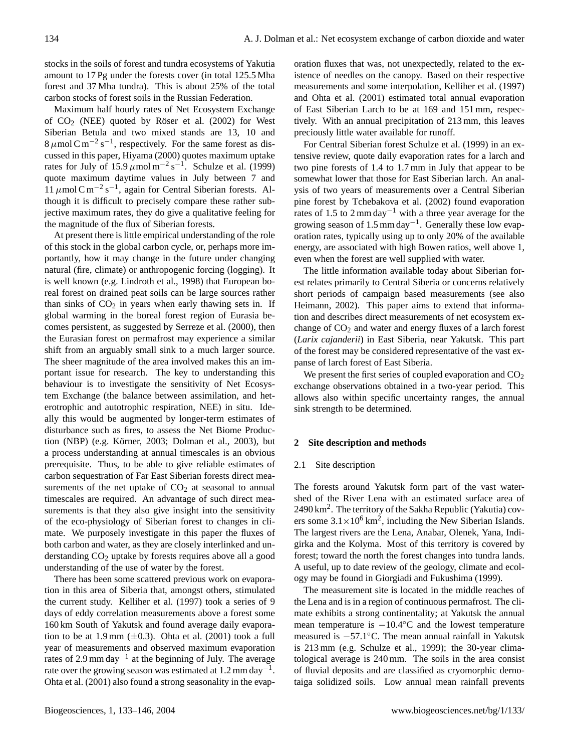stocks in the soils of forest and tundra ecosystems of Yakutia amount to 17 Pg under the forests cover (in total 125.5 Mha forest and 37 Mha tundra). This is about 25% of the total carbon stocks of forest soils in the Russian Federation.

Maximum half hourly rates of Net Ecosystem Exchange of $CO_2$ (NEE) quoted by Röser et al. (2002) for West Siberian Betula and two mixed stands are 13, 10 and 8 $\mu$mol C m$^{-2}$ s$^{-1}$, respectively. For the same forest as discussed in this paper, Hiyama (2000) quotes maximum uptake rates for July of 15.9 $\mu$mol m$^{-2}$ s$^{-1}$. Schulze et al. (1999) quote maximum daytime values in July between 7 and 11 $\mu$mol C m$^{-2}$ s$^{-1}$, again for Central Siberian forests. Although it is difficult to precisely compare these rather subjective maximum rates, they do give a qualitative feeling for the magnitude of the flux of Siberian forests.

At present there is little empirical understanding of the role of this stock in the global carbon cycle, or, perhaps more importantly, how it may change in the future under changing natural (fire, climate) or anthropogenic forcing (logging). It is well known (e.g. Lindroth et al., 1998) that European boreal forest on drained peat soils can be large sources rather than sinks of $CO_2$ in years when early thawing sets in. If global warming in the boreal forest region of Eurasia becomes persistent, as suggested by Serreze et al. (2000), then the Eurasian forest on permafrost may experience a similar shift from an arguably small sink to a much larger source. The sheer magnitude of the area involved makes this an important issue for research. The key to understanding this behaviour is to investigate the sensitivity of Net Ecosystem Exchange (the balance between assimilation, and heterotrophic and autotrophic respiration, NEE) in situ. Ideally this would be augmented by longer-term estimates of disturbance such as fires, to assess the Net Biome Production (NBP) (e.g. Körner, 2003; Dolman et al., 2003), but a process understanding at annual timescales is an obvious prerequisite. Thus, to be able to give reliable estimates of carbon sequestration of Far East Siberian forests direct measurements of the net uptake of $CO_2$ at seasonal to annual timescales are required. An advantage of such direct measurements is that they also give insight into the sensitivity of the eco-physiology of Siberian forest to changes in climate. We purposely investigate in this paper the fluxes of both carbon and water, as they are closely interlinked and understanding $CO_2$ uptake by forests requires above all a good understanding of the use of water by the forest.

There has been some scattered previous work on evaporation in this area of Siberia that, amongst others, stimulated the current study. Kelliher et al. (1997) took a series of 9 days of eddy correlation measurements above a forest some 160 km South of Yakutsk and found average daily evaporation to be at 1.9 mm ($\pm$0.3). Ohta et al. (2001) took a full year of measurements and observed maximum evaporation rates of 2.9 mm day$^{-1}$ at the beginning of July. The average rate over the growing season was estimated at 1.2 mm day$^{-1}$. Ohta et al. (2001) also found a strong seasonality in the evaporation fluxes that was, not unexpectedly, related to the existence of needles on the canopy. Based on their respective measurements and some interpolation, Kelliher et al. (1997) and Ohta et al. (2001) estimated total annual evaporation of East Siberian Larch to be at 169 and 151 mm, respectively. With an annual precipitation of 213 mm, this leaves preciously little water available for runoff.

For Central Siberian forest Schulze et al. (1999) in an extensive review, quote daily evaporation rates for a larch and two pine forests of 1.4 to 1.7 mm in July that appear to be somewhat lower that those for East Siberian larch. An analysis of two years of measurements over a Central Siberian pine forest by Tchebakova et al. (2002) found evaporation rates of 1.5 to 2 mm day$^{-1}$ with a three year average for the growing season of 1.5 mm day$^{-1}$. Generally these low evaporation rates, typically using up to only 20% of the available energy, are associated with high Bowen ratios, well above 1, even when the forest are well supplied with water.

The little information available today about Siberian forest relates primarily to Central Siberia or concerns relatively short periods of campaign based measurements (see also Heimann, 2002). This paper aims to extend that information and describes direct measurements of net ecosystem exchange of $CO_2$ and water and energy fluxes of a larch forest (*Larix cajanderii*) in East Siberia, near Yakutsk. This part of the forest may be considered representative of the vast expanse of larch forest of East Siberia.

We present the first series of coupled evaporation and $CO_2$ exchange observations obtained in a two-year period. This allows also within specific uncertainty ranges, the annual sink strength to be determined.

## 2 Site description and methods

### 2.1 Site description

The forests around Yakutsk form part of the vast watershed of the River Lena with an estimated surface area of 2490 km$^2$. The territory of the Sakha Republic (Yakutia) covers some $3.1\times10^6$ km$^2$, including the New Siberian Islands. The largest rivers are the Lena, Anabar, Olenek, Yana, Indigirka and the Kolyma. Most of this territory is covered by forest; toward the north the forest changes into tundra lands. A useful, up to date review of the geology, climate and ecology may be found in Giorgiadi and Fukushima (1999).

The measurement site is located in the middle reaches of the Lena and is in a region of continuous permafrost. The climate exhibits a strong continentality; at Yakutsk the annual mean temperature is $-10.4$°C and the lowest temperature measured is $-57.1$°C. The mean annual rainfall in Yakutsk is 213 mm (e.g. Schulze et al., 1999); the 30-year climatological average is 240 mm. The soils in the area consist of fluvial deposits and are classified as cryomorphic dernotaiga solidized soils. Low annual mean rainfall prevents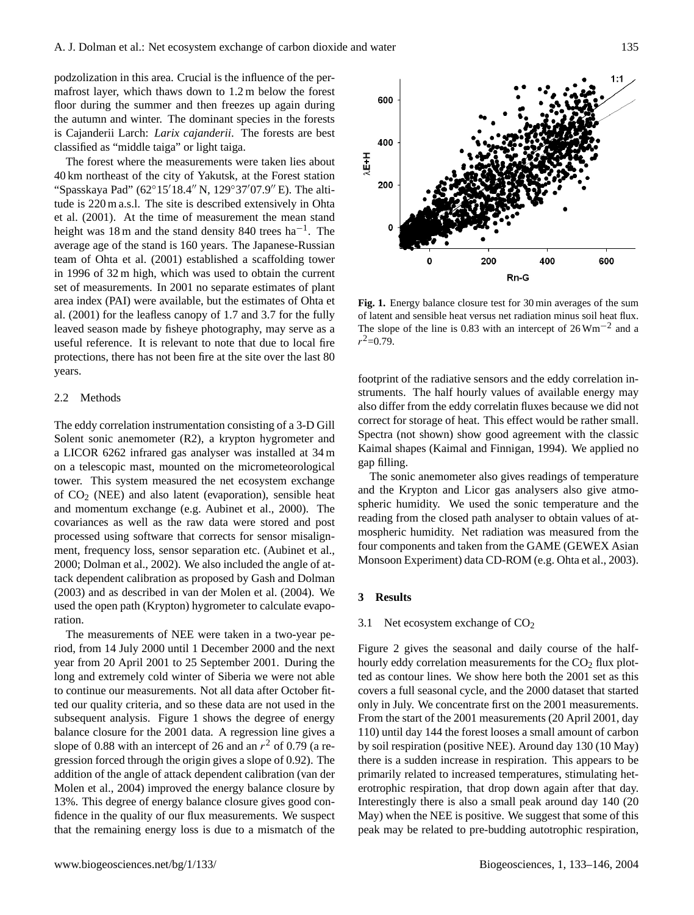podzolization in this area. Crucial is the influence of the permafrost layer, which thaws down to 1.2 m below the forest floor during the summer and then freezes up again during the autumn and winter. The dominant species in the forests is Cajanderii Larch: *Larix cajanderii*. The forests are best classified as "middle taiga" or light taiga.

The forest where the measurements were taken lies about 40 km northeast of the city of Yakutsk, at the Forest station "Spasskaya Pad" (62°15′18.4″ N, 129°37′07.9″ E). The altitude is 220 m a.s.l. The site is described extensively in Ohta et al. (2001). At the time of measurement the mean stand height was 18 m and the stand density 840 trees $ha^{-1}$. The average age of the stand is 160 years. The Japanese-Russian team of Ohta et al. (2001) established a scaffolding tower in 1996 of 32 m high, which was used to obtain the current set of measurements. In 2001 no separate estimates of plant area index (PAI) were available, but the estimates of Ohta et al. (2001) for the leafless canopy of 1.7 and 3.7 for the fully leaved season made by fisheye photography, may serve as a useful reference. It is relevant to note that due to local fire protections, there has not been fire at the site over the last 80 years.

### 2.2 Methods

The eddy correlation instrumentation consisting of a 3-D Gill Solent sonic anemometer (R2), a krypton hygrometer and a LICOR 6262 infrared gas analyser was installed at 34 m on a telescopic mast, mounted on the micrometeorological tower. This system measured the net ecosystem exchange of $CO_2$ (NEE) and also latent (evaporation), sensible heat and momentum exchange (e.g. Aubinet et al., 2000). The covariances as well as the raw data were stored and post processed using software that corrects for sensor misalignment, frequency loss, sensor separation etc. (Aubinet et al., 2000; Dolman et al., 2002). We also included the angle of attack dependent calibration as proposed by Gash and Dolman (2003) and as described in van der Molen et al. (2004). We used the open path (Krypton) hygrometer to calculate evaporation.

The measurements of NEE were taken in a two-year period, from 14 July 2000 until 1 December 2000 and the next year from 20 April 2001 to 25 September 2001. During the long and extremely cold winter of Siberia we were not able to continue our measurements. Not all data after October fitted our quality criteria, and so these data are not used in the subsequent analysis. Figure 1 shows the degree of energy balance closure for the 2001 data. A regression line gives a slope of 0.88 with an intercept of 26 and an $r^2$ of 0.79 (a regression forced through the origin gives a slope of 0.92). The addition of the angle of attack dependent calibration (van der Molen et al., 2004) improved the energy balance closure by 13%. This degree of energy balance closure gives good confidence in the quality of our flux measurements. We suspect that the remaining energy loss is due to a mismatch of the footprint of the radiative sensors and the eddy correlation instruments. The half hourly values of available energy may also differ from the eddy correlatin fluxes because we did not correct for storage of heat. This effect would be rather small. Spectra (not shown) show good agreement with the classic Kaimal shapes (Kaimal and Finnigan, 1994). We applied no gap filling.

**Fig. 1.** Energy balance closure test for 30 min averages of the sum of latent and sensible heat versus net radiation minus soil heat flux. The slope of the line is 0.83 with an intercept of 26 $Wm^{-2}$ and a $r^2$=0.79.

The sonic anemometer also gives readings of temperature and the Krypton and Licor gas analysers also give atmospheric humidity. We used the sonic temperature and the reading from the closed path analyser to obtain values of atmospheric humidity. Net radiation was measured from the four components and taken from the GAME (GEWEX Asian Monsoon Experiment) data CD-ROM (e.g. Ohta et al., 2003).

## 3 Results

### 3.1 Net ecosystem exchange of $CO_2$

Figure 2 gives the seasonal and daily course of the half-hourly eddy correlation measurements for the $CO_2$ flux plotted as contour lines. We show here both the 2001 set as this covers a full seasonal cycle, and the 2000 dataset that started only in July. We concentrate first on the 2001 measurements. From the start of the 2001 measurements (20 April 2001, day 110) until day 144 the forest looses a small amount of carbon by soil respiration (positive NEE). Around day 130 (10 May) there is a sudden increase in respiration. This appears to be primarily related to increased temperatures, stimulating heterotrophic respiration, that drop down again after that day. Interestingly there is also a small peak around day 140 (20 May) when the NEE is positive. We suggest that some of this peak may be related to pre-budding autotrophic respiration,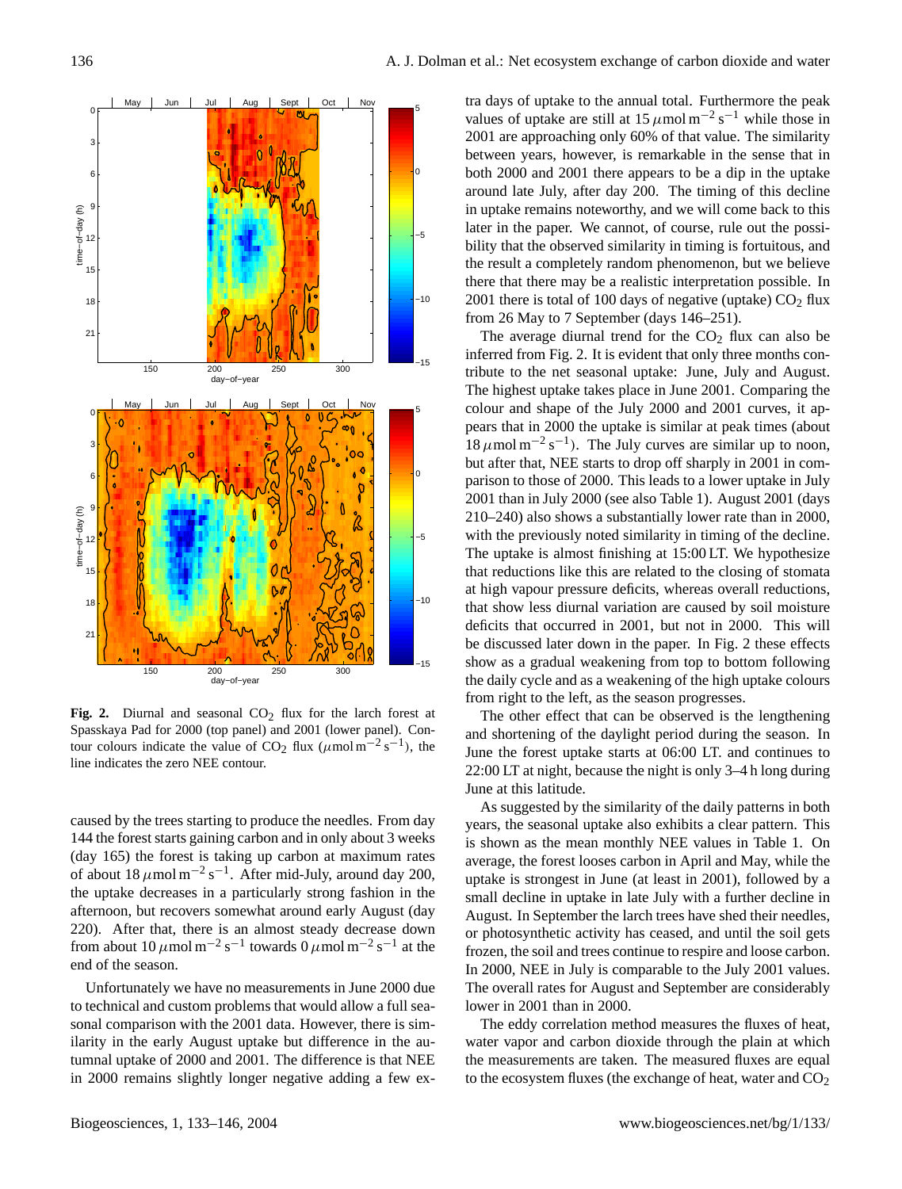**Fig. 2.** Diurnal and seasonal $CO_2$ flux for the larch forest at Spasskaya Pad for 2000 (top panel) and 2001 (lower panel). Contour colours indicate the value of $CO_2$ flux ($\mu$mol m$^{-2}$ s$^{-1}$), the line indicates the zero NEE contour.

caused by the trees starting to produce the needles. From day 144 the forest starts gaining carbon and in only about 3 weeks (day 165) the forest is taking up carbon at maximum rates of about 18 $\mu$mol m$^{-2}$ s$^{-1}$. After mid-July, around day 200, the uptake decreases in a particularly strong fashion in the afternoon, but recovers somewhat around early August (day 220). After that, there is an almost steady decrease down from about 10 $\mu$mol m$^{-2}$ s$^{-1}$ towards 0 $\mu$mol m$^{-2}$ s$^{-1}$ at the end of the season.

Unfortunately we have no measurements in June 2000 due to technical and custom problems that would allow a full seasonal comparison with the 2001 data. However, there is similarity in the early August uptake but difference in the autumnal uptake of 2000 and 2001. The difference is that NEE in 2000 remains slightly longer negative adding a few extra days of uptake to the annual total. Furthermore the peak values of uptake are still at 15 $\mu$mol m$^{-2}$ s$^{-1}$ while those in 2001 are approaching only 60% of that value. The similarity between years, however, is remarkable in the sense that in both 2000 and 2001 there appears to be a dip in the uptake around late July, after day 200. The timing of this decline in uptake remains noteworthy, and we will come back to this later in the paper. We cannot, of course, rule out the possibility that the observed similarity in timing is fortuitous, and the result a completely random phenomenon, but we believe there that there may be a realistic interpretation possible. In 2001 there is total of 100 days of negative (uptake) $CO_2$ flux from 26 May to 7 September (days 146–251).

The average diurnal trend for the $CO_2$ flux can also be inferred from Fig. 2. It is evident that only three months contribute to the net seasonal uptake: June, July and August. The highest uptake takes place in June 2001. Comparing the colour and shape of the July 2000 and 2001 curves, it appears that in 2000 the uptake is similar at peak times (about 18 $\mu$mol m$^{-2}$ s$^{-1}$). The July curves are similar up to noon, but after that, NEE starts to drop off sharply in 2001 in comparison to those of 2000. This leads to a lower uptake in July 2001 than in July 2000 (see also Table 1). August 2001 (days 210–240) also shows a substantially lower rate than in 2000, with the previously noted similarity in timing of the decline. The uptake is almost finishing at 15:00 LT. We hypothesize that reductions like this are related to the closing of stomata at high vapour pressure deficits, whereas overall reductions, that show less diurnal variation are caused by soil moisture deficits that occurred in 2001, but not in 2000. This will be discussed later down in the paper. In Fig. 2 these effects show as a gradual weakening from top to bottom following the daily cycle and as a weakening of the high uptake colours from right to the left, as the season progresses.

The other effect that can be observed is the lengthening and shortening of the daylight period during the season. In June the forest uptake starts at 06:00 LT. and continues to 22:00 LT at night, because the night is only 3–4 h long during June at this latitude.

As suggested by the similarity of the daily patterns in both years, the seasonal uptake also exhibits a clear pattern. This is shown as the mean monthly NEE values in Table 1. On average, the forest looses carbon in April and May, while the uptake is strongest in June (at least in 2001), followed by a small decline in uptake in late July with a further decline in August. In September the larch trees have shed their needles, or photosynthetic activity has ceased, and until the soil gets frozen, the soil and trees continue to respire and loose carbon. In 2000, NEE in July is comparable to the July 2001 values. The overall rates for August and September are considerably lower in 2001 than in 2000.

The eddy correlation method measures the fluxes of heat, water vapor and carbon dioxide through the plain at which the measurements are taken. The measured fluxes are equal to the ecosystem fluxes (the exchange of heat, water and $CO_2$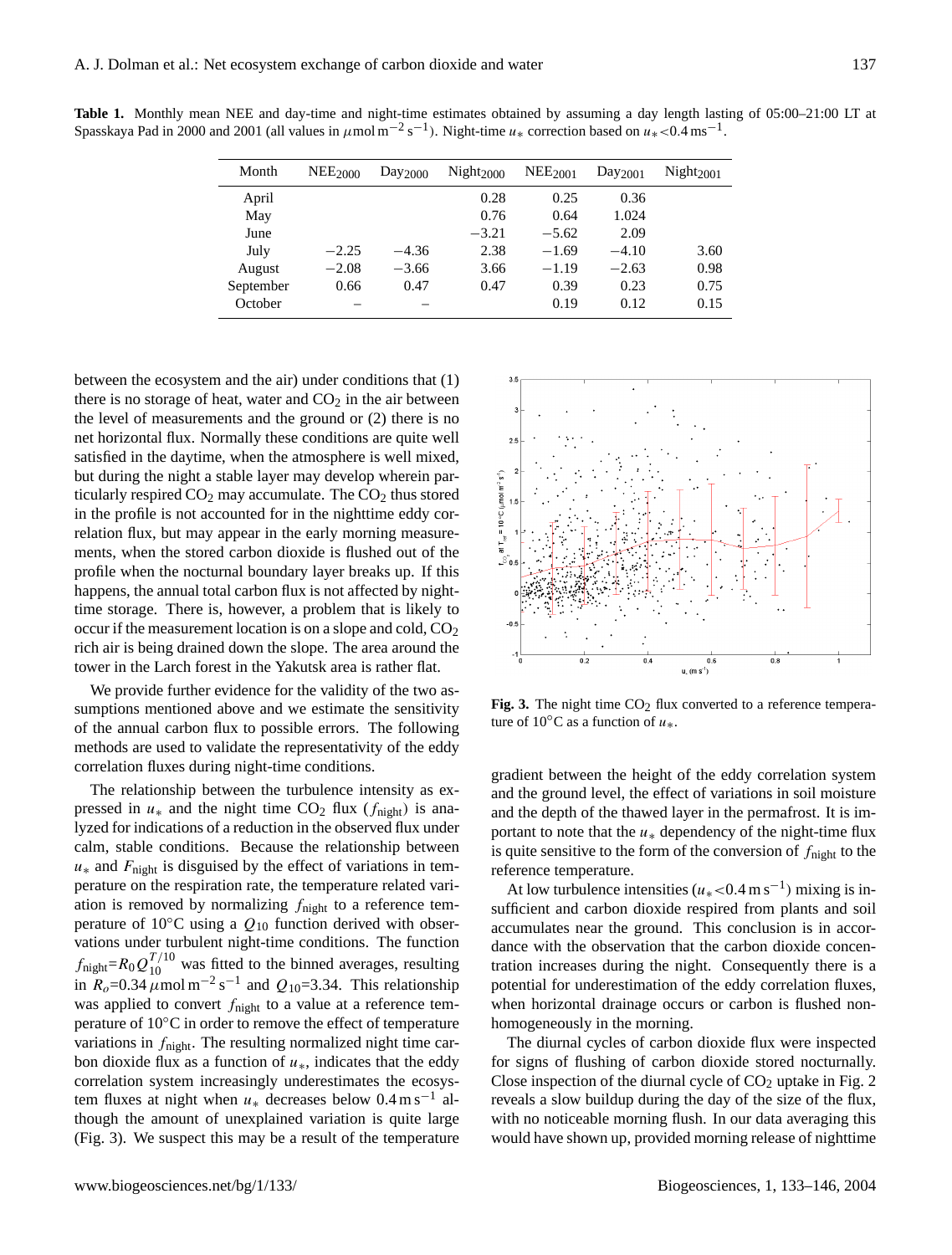**Table 1.** Monthly mean NEE and day-time and night-time estimates obtained by assuming a day length lasting of 05:00–21:00 LT at Spasskaya Pad in 2000 and 2001 (all values in $\mu$mol m$^{-2}$ s$^{-1}$). Night-time $u_*$ correction based on $u_*$<0.4 ms$^{-1}$.

| Month | $NEE_{2000}$ | $Day_{2000}$ | $Night_{2000}$ | $NEE_{2001}$ | $Day_{2001}$ | $Night_{2001}$ |
|---|---|---|---|---|---|---|
| April | | | 0.28 | 0.25 | 0.36 | |
| May | | | 0.76 | 0.64 | 1.024 | |
| June | | | −3.21 | −5.62 | 2.09 | |
| July | −2.25 | −4.36 | 2.38 | −1.69 | −4.10 | 3.60 |
| August | −2.08 | −3.66 | 3.66 | −1.19 | −2.63 | 0.98 |
| September | 0.66 | 0.47 | 0.47 | 0.39 | 0.23 | 0.75 |
| October | – | – | | 0.19 | 0.12 | 0.15 |

between the ecosystem and the air) under conditions that (1) there is no storage of heat, water and $CO_2$ in the air between the level of measurements and the ground or (2) there is no net horizontal flux. Normally these conditions are quite well satisfied in the daytime, when the atmosphere is well mixed, but during the night a stable layer may develop wherein particularly respired $CO_2$ may accumulate. The $CO_2$ thus stored in the profile is not accounted for in the nighttime eddy correlation flux, but may appear in the early morning measurements, when the stored carbon dioxide is flushed out of the profile when the nocturnal boundary layer breaks up. If this happens, the annual total carbon flux is not affected by nighttime storage. There is, however, a problem that is likely to occur if the measurement location is on a slope and cold, $CO_2$ rich air is being drained down the slope. The area around the tower in the Larch forest in the Yakutsk area is rather flat.

We provide further evidence for the validity of the two assumptions mentioned above and we estimate the sensitivity of the annual carbon flux to possible errors. The following methods are used to validate the representativity of the eddy correlation fluxes during night-time conditions.

The relationship between the turbulence intensity as expressed in $u_*$ and the night time $CO_2$ flux ($f_{\text{night}}$) is analyzed for indications of a reduction in the observed flux under calm, stable conditions. Because the relationship between $u_*$ and $F_{\text{night}}$ is disguised by the effect of variations in temperature on the respiration rate, the temperature related variation is removed by normalizing $f_{\text{night}}$ to a reference temperature of 10°C using a $Q_{10}$ function derived with observations under turbulent night-time conditions. The function $f_{\text{night}}=R_0 Q_{10}^{T/10}$ was fitted to the binned averages, resulting in $R_o$=0.34 $\mu$mol m$^{-2}$ s$^{-1}$ and $Q_{10}$=3.34. This relationship was applied to convert $f_{\text{night}}$ to a value at a reference temperature of 10°C in order to remove the effect of temperature variations in $f_{\text{night}}$. The resulting normalized night time carbon dioxide flux as a function of $u_*$, indicates that the eddy correlation system increasingly underestimates the ecosystem fluxes at night when $u_*$ decreases below 0.4 m s$^{-1}$ although the amount of unexplained variation is quite large (Fig. 3). We suspect this may be a result of the temperature gradient between the height of the eddy correlation system and the ground level, the effect of variations in soil moisture and the depth of the thawed layer in the permafrost. It is important to note that the $u_*$ dependency of the night-time flux is quite sensitive to the form of the conversion of $f_{\text{night}}$ to the reference temperature.

**Fig. 3.** The night time $CO_2$ flux converted to a reference temperature of 10°C as a function of $u_*$.

At low turbulence intensities ($u_*$<0.4 m s$^{-1}$) mixing is insufficient and carbon dioxide respired from plants and soil accumulates near the ground. This conclusion is in accordance with the observation that the carbon dioxide concentration increases during the night. Consequently there is a potential for underestimation of the eddy correlation fluxes, when horizontal drainage occurs or carbon is flushed nonhomogeneously in the morning.

The diurnal cycles of carbon dioxide flux were inspected for signs of flushing of carbon dioxide stored nocturnally. Close inspection of the diurnal cycle of $CO_2$ uptake in Fig. 2 reveals a slow buildup during the day of the size of the flux, with no noticeable morning flush. In our data averaging this would have shown up, provided morning release of nighttime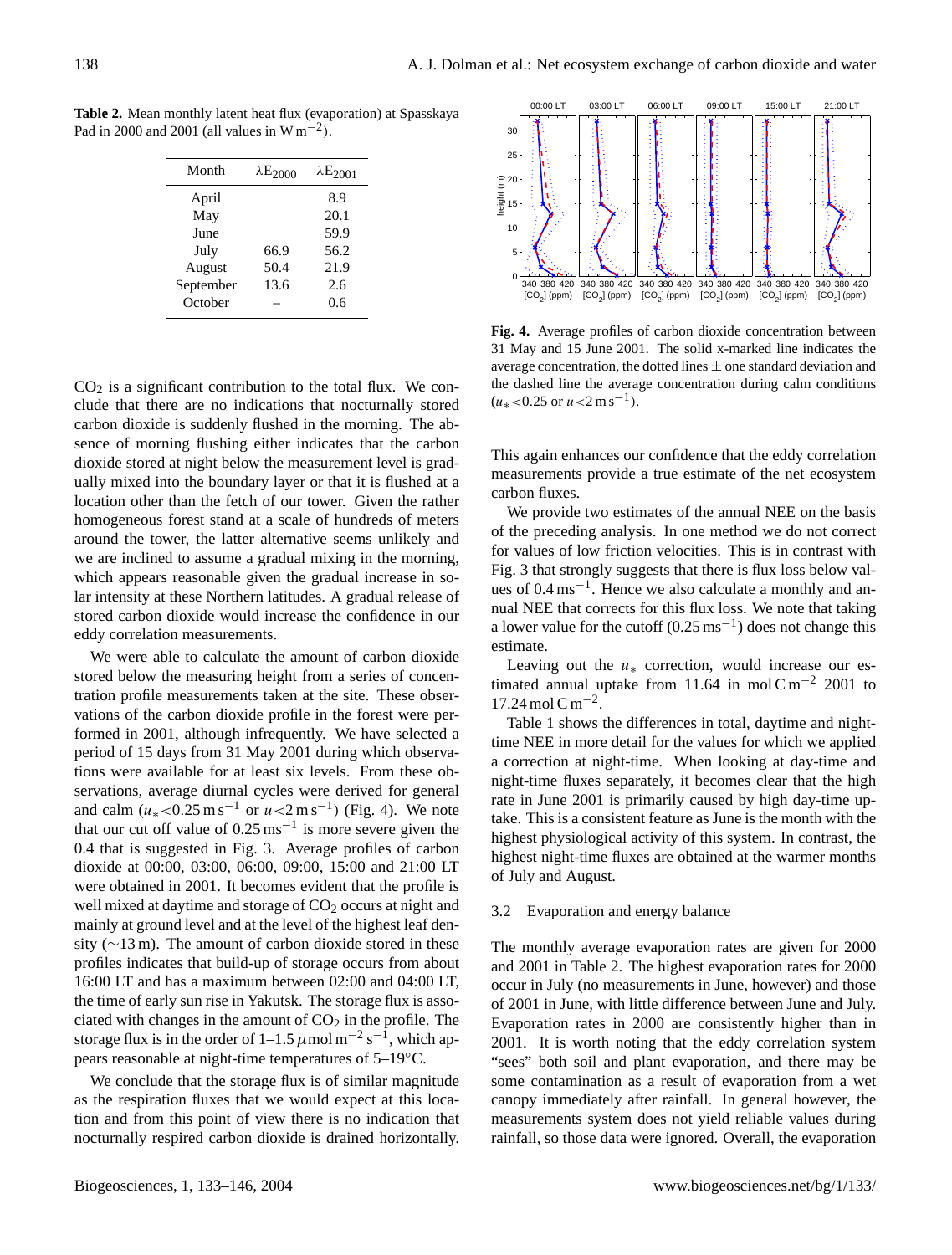**Table 2.** Mean monthly latent heat flux (evaporation) at Spasskaya Pad in 2000 and 2001 (all values in $W m^{-2}$).

| Month | $\lambda E_{2000}$ | $\lambda E_{2001}$ |
|---|---|---|
| April | | 8.9 |
| May | | 20.1 |
| June | | 59.9 |
| July | 66.9 | 56.2 |
| August | 50.4 | 21.9 |
| September | 13.6 | 2.6 |
| October | – | 0.6 |

$CO_2$ is a significant contribution to the total flux. We conclude that there are no indications that nocturnally stored carbon dioxide is suddenly flushed in the morning. The absence of morning flushing either indicates that the carbon dioxide stored at night below the measurement level is gradually mixed into the boundary layer or that it is flushed at a location other than the fetch of our tower. Given the rather homogeneous forest stand at a scale of hundreds of meters around the tower, the latter alternative seems unlikely and we are inclined to assume a gradual mixing in the morning, which appears reasonable given the gradual increase in solar intensity at these Northern latitudes. A gradual release of stored carbon dioxide would increase the confidence in our eddy correlation measurements.

We were able to calculate the amount of carbon dioxide stored below the measuring height from a series of concentration profile measurements taken at the site. These observations of the carbon dioxide profile in the forest were performed in 2001, although infrequently. We have selected a period of 15 days from 31 May 2001 during which observations were available for at least six levels. From these observations, average diurnal cycles were derived for general and calm ($u_* < 0.25\,m\,s^{-1}$ or $u < 2\,m\,s^{-1}$) (Fig. 4). We note that our cut off value of $0.25\,ms^{-1}$ is more severe given the 0.4 that is suggested in Fig. 3. Average profiles of carbon dioxide at 00:00, 03:00, 06:00, 09:00, 15:00 and 21:00 LT were obtained in 2001. It becomes evident that the profile is well mixed at daytime and storage of $CO_2$ occurs at night and mainly at ground level and at the level of the highest leaf density ($\sim$13 m). The amount of carbon dioxide stored in these profiles indicates that build-up of storage occurs from about 16:00 LT and has a maximum between 02:00 and 04:00 LT, the time of early sun rise in Yakutsk. The storage flux is associated with changes in the amount of $CO_2$ in the profile. The storage flux is in the order of 1–1.5 $\mu mol\,m^{-2}\,s^{-1}$, which appears reasonable at night-time temperatures of 5–19°C.

We conclude that the storage flux is of similar magnitude as the respiration fluxes that we would expect at this location and from this point of view there is no indication that nocturnally respired carbon dioxide is drained horizontally.

**Fig. 4.** Average profiles of carbon dioxide concentration between 31 May and 15 June 2001. The solid x-marked line indicates the average concentration, the dotted lines ± one standard deviation and the dashed line the average concentration during calm conditions ($u_* < 0.25$ or $u < 2\,m\,s^{-1}$).

This again enhances our confidence that the eddy correlation measurements provide a true estimate of the net ecosystem carbon fluxes.

We provide two estimates of the annual NEE on the basis of the preceding analysis. In one method we do not correct for values of low friction velocities. This is in contrast with Fig. 3 that strongly suggests that there is flux loss below values of $0.4\,ms^{-1}$. Hence we also calculate a monthly and annual NEE that corrects for this flux loss. We note that taking a lower value for the cutoff ($0.25\,ms^{-1}$) does not change this estimate.

Leaving out the $u_*$ correction, would increase our estimated annual uptake from 11.64 in $mol\,C\,m^{-2}$ 2001 to $17.24\,mol\,C\,m^{-2}$.

Table 1 shows the differences in total, daytime and night-time NEE in more detail for the values for which we applied a correction at night-time. When looking at day-time and night-time fluxes separately, it becomes clear that the high rate in June 2001 is primarily caused by high day-time uptake. This is a consistent feature as June is the month with the highest physiological activity of this system. In contrast, the highest night-time fluxes are obtained at the warmer months of July and August.

### 3.2 Evaporation and energy balance

The monthly average evaporation rates are given for 2000 and 2001 in Table 2. The highest evaporation rates for 2000 occur in July (no measurements in June, however) and those of 2001 in June, with little difference between June and July. Evaporation rates in 2000 are consistently higher than in 2001. It is worth noting that the eddy correlation system "sees" both soil and plant evaporation, and there may be some contamination as a result of evaporation from a wet canopy immediately after rainfall. In general however, the measurements system does not yield reliable values during rainfall, so those data were ignored. Overall, the evaporation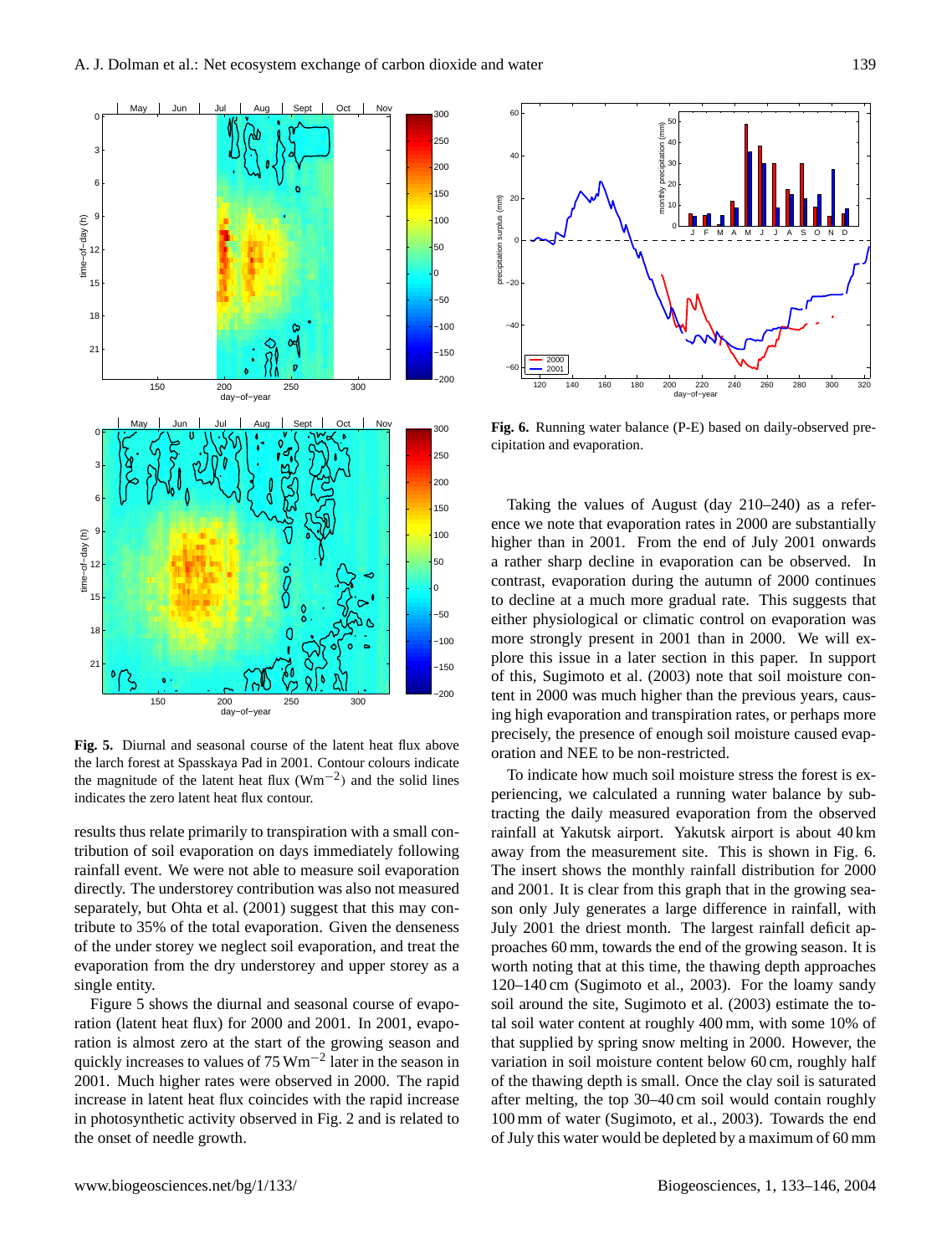results thus relate primarily to transpiration with a small contribution of soil evaporation on days immediately following rainfall event. We were not able to measure soil evaporation directly. The understory contribution was also not measured separately, but Ohta et al. (2001) suggest that this may contribute to 35% of the total evaporation. Given the denseness of the under storey we neglect soil evaporation, and treat the evaporation from the dry understorey and upper storey as a single entity.

Figure 5 shows the diurnal and seasonal course of evaporation (latent heat flux) for 2000 and 2001. In 2001, evaporation is almost zero at the start of the growing season and quickly increases to values of 75 $\mathrm{Wm^{-2}}$ later in the season in 2001. Much higher rates were observed in 2000. The rapid increase in latent heat flux coincides with the rapid increase in photosynthetic activity observed in Fig. 2 and is related to the onset of needle growth.

**Fig. 5.** Diurnal and seasonal course of the latent heat flux above the larch forest at Spasskaya Pad in 2001. Contour colours indicate the magnitude of the latent heat flux ($\mathrm{Wm^{-2}}$) and the solid lines indicates the zero latent heat flux contour.

**Fig. 6.** Running water balance (P-E) based on daily-observed precipitation and evaporation.

Taking the values of August (day 210–240) as a reference we note that evaporation rates in 2000 are substantially higher than in 2001. From the end of July 2001 onwards a rather sharp decline in evaporation can be observed. In contrast, evaporation during the autumn of 2000 continues to decline at a much more gradual rate. This suggests that either physiological or climatic control on evaporation was more strongly present in 2001 than in 2000. We will explore this issue in a later section in this paper. In support of this, Sugimoto et al. (2003) note that soil moisture content in 2000 was much higher than the previous years, causing high evaporation and transpiration rates, or perhaps more precisely, the presence of enough soil moisture caused evaporation and NEE to be non-restricted.

To indicate how much soil moisture stress the forest is experiencing, we calculated a running water balance by subtracting the daily measured evaporation from the observed rainfall at Yakutsk airport. Yakutsk airport is about 40 km away from the measurement site. This is shown in Fig. 6. The insert shows the monthly rainfall distribution for 2000 and 2001. It is clear from this graph that in the growing season only July generates a large difference in rainfall, with July 2001 the driest month. The largest rainfall deficit approaches 60 mm, towards the end of the growing season. It is worth noting that at this time, the thawing depth approaches 120–140 cm (Sugimoto et al., 2003). For the loamy sandy soil around the site, Sugimoto et al. (2003) estimate the total soil water content at roughly 400 mm, with some 10% of that supplied by spring snow melting in 2000. However, the variation in soil moisture content below 60 cm, roughly half of the thawing depth is small. Once the clay soil is saturated after melting, the top 30–40 cm soil would contain roughly 100 mm of water (Sugimoto, et al., 2003). Towards the end of July this water would be depleted by a maximum of 60 mm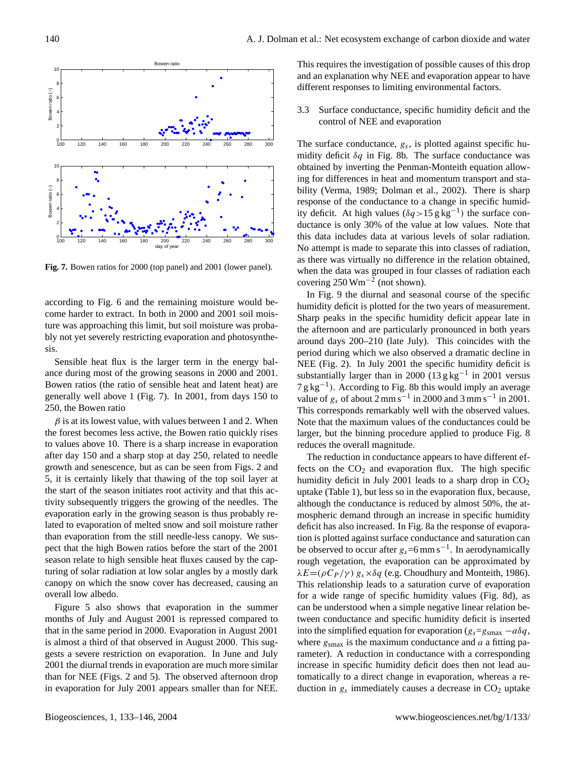Fig. 7. Bowen ratios for 2000 (top panel) and 2001 (lower panel).

according to Fig. 6 and the remaining moisture would become harder to extract. In both in 2000 and 2001 soil moisture was approaching this limit, but soil moisture was probably not yet severely restricting evaporation and photosynthesis.

Sensible heat flux is the larger term in the energy balance during most of the growing seasons in 2000 and 2001. Bowen ratios (the ratio of sensible heat and latent heat) are generally well above 1 (Fig. 7). In 2001, from days 150 to 250, the Bowen ratio

$\beta$ is at its lowest value, with values between 1 and 2. When the forest becomes less active, the Bowen ratio quickly rises to values above 10. There is a sharp increase in evaporation after day 150 and a sharp stop at day 250, related to needle growth and senescence, but as can be seen from Figs. 2 and 5, it is certainly likely that thawing of the top soil layer at the start of the season initiates root activity and that this activity subsequently triggers the growing of the needles. The evaporation early in the growing season is thus probably related to evaporation of melted snow and soil moisture rather than evaporation from the still needle-less canopy. We suspect that the high Bowen ratios before the start of the 2001 season relate to high sensible heat fluxes caused by the capturing of solar radiation at low solar angles by a mostly dark canopy on which the snow cover has decreased, causing an overall low albedo.

Figure 5 also shows that evaporation in the summer months of July and August 2001 is repressed compared to that in the same period in 2000. Evaporation in August 2001 is almost a third of that observed in August 2000. This suggests a severe restriction on evaporation. In June and July 2001 the diurnal trends in evaporation are much more similar than for NEE (Figs. 2 and 5). The observed afternoon drop in evaporation for July 2001 appears smaller than for NEE. This requires the investigation of possible causes of this drop and an explanation why NEE and evaporation appear to have different responses to limiting environmental factors.

### 3.3 Surface conductance, specific humidity deficit and the control of NEE and evaporation

The surface conductance, $g_s$, is plotted against specific humidity deficit $\delta q$ in Fig. 8b. The surface conductance was obtained by inverting the Penman-Monteith equation allowing for differences in heat and momentum transport and stability (Verma, 1989; Dolman et al., 2002). There is sharp response of the conductance to a change in specific humidity deficit. At high values ($\delta q > 15\,\mathrm{g\,kg^{-1}}$) the surface conductance is only 30% of the value at low values. Note that this data includes data at various levels of solar radiation. No attempt is made to separate this into classes of radiation, as there was virtually no difference in the relation obtained, when the data was grouped in four classes of radiation each covering $250\,\mathrm{W m^{-2}}$ (not shown).

In Fig. 9 the diurnal and seasonal course of the specific humidity deficit is plotted for the two years of measurement. Sharp peaks in the specific humidity deficit appear late in the afternoon and are particularly pronounced in both years around days 200–210 (late July). This coincides with the period during which we also observed a dramatic decline in NEE (Fig. 2). In July 2001 the specific humidity deficit is substantially larger than in 2000 ($13\,\mathrm{g\,kg^{-1}}$ in 2001 versus $7\,\mathrm{g\,kg^{-1}}$). According to Fig. 8b this would imply an average value of $g_s$ of about $2\,\mathrm{mm\,s^{-1}}$ in 2000 and $3\,\mathrm{mm\,s^{-1}}$ in 2001. This corresponds remarkably well with the observed values. Note that the maximum values of the conductances could be larger, but the binning procedure applied to produce Fig. 8 reduces the overall magnitude.

The reduction in conductance appears to have different effects on the $CO_2$ and evaporation flux. The high specific humidity deficit in July 2001 leads to a sharp drop in $CO_2$ uptake (Table 1), but less so in the evaporation flux, because, although the conductance is reduced by almost 50%, the atmospheric demand through an increase in specific humidity deficit has also increased. In Fig. 8a the response of evaporation is plotted against surface conductance and saturation can be observed to occur after $g_s$=6 mm s$^{-1}$. In aerodynamically rough vegetation, the evaporation can be approximated by $\lambda E = (\rho C_P/\gamma)\, g_s \times \delta q$ (e.g. Choudhury and Monteith, 1986). This relationship leads to a saturation curve of evaporation for a wide range of specific humidity values (Fig. 8d), as can be understood when a simple negative linear relation between conductance and specific humidity deficit is inserted into the simplified equation for evaporation ($g_s = g_{\mathrm{smax}} - a\delta q$, where $g_{\mathrm{smax}}$ is the maximum conductance and $a$ a fitting parameter). A reduction in conductance with a corresponding increase in specific humidity deficit does then not lead automatically to a direct change in evaporation, whereas a reduction in $g_s$ immediately causes a decrease in $CO_2$ uptake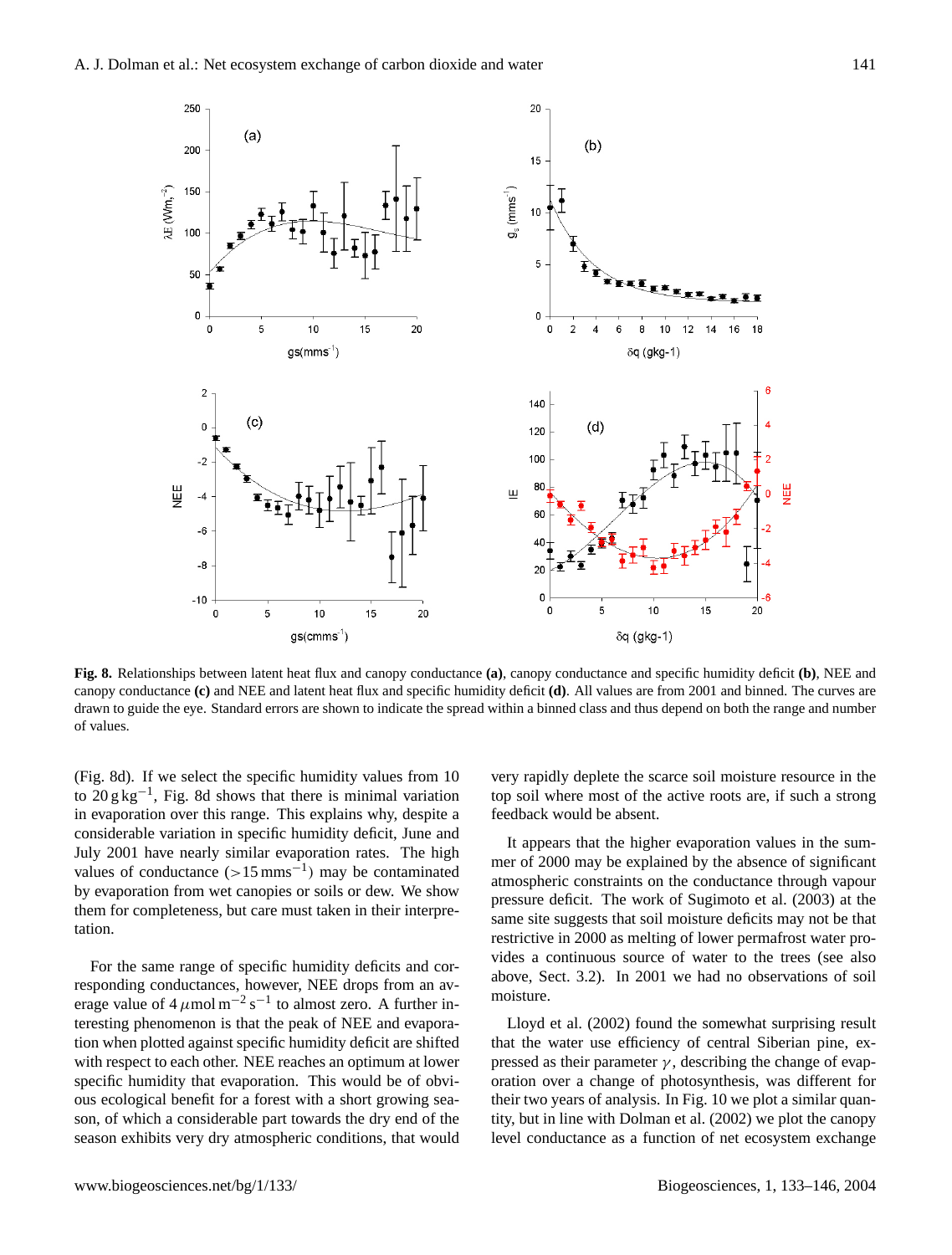**Fig. 8.** Relationships between latent heat flux and canopy conductance **(a)**, canopy conductance and specific humidity deficit **(b)**, NEE and canopy conductance **(c)** and NEE and latent heat flux and specific humidity deficit **(d)**. All values are from 2001 and binned. The curves are drawn to guide the eye. Standard errors are shown to indicate the spread within a binned class and thus depend on both the range and number of values.

(Fig. 8d). If we select the specific humidity values from 10 to 20 g kg$^{-1}$, Fig. 8d shows that there is minimal variation in evaporation over this range. This explains why, despite a considerable variation in specific humidity deficit, June and July 2001 have nearly similar evaporation rates. The high values of conductance (>15 mms$^{-1}$) may be contaminated by evaporation from wet canopies or soils or dew. We show them for completeness, but care must taken in their interpretation.

For the same range of specific humidity deficits and corresponding conductances, however, NEE drops from an average value of 4 $\mu$mol m$^{-2}$ s$^{-1}$ to almost zero. A further interesting phenomenon is that the peak of NEE and evaporation when plotted against specific humidity deficit are shifted with respect to each other. NEE reaches an optimum at lower specific humidity that evaporation. This would be of obvious ecological benefit for a forest with a short growing season, of which a considerable part towards the dry end of the season exhibits very dry atmospheric conditions, that would very rapidly deplete the scarce soil moisture resource in the top soil where most of the active roots are, if such a strong feedback would be absent.

It appears that the higher evaporation values in the summer of 2000 may be explained by the absence of significant atmospheric constraints on the conductance through vapour pressure deficit. The work of Sugimoto et al. (2003) at the same site suggests that soil moisture deficits may not be that restrictive in 2000 as melting of lower permafrost water provides a continuous source of water to the trees (see also above, Sect. 3.2). In 2001 we had no observations of soil moisture.

Lloyd et al. (2002) found the somewhat surprising result that the water use efficiency of central Siberian pine, expressed as their parameter $\gamma$, describing the change of evaporation over a change of photosynthesis, was different for their two years of analysis. In Fig. 10 we plot a similar quantity, but in line with Dolman et al. (2002) we plot the canopy level conductance as a function of net ecosystem exchange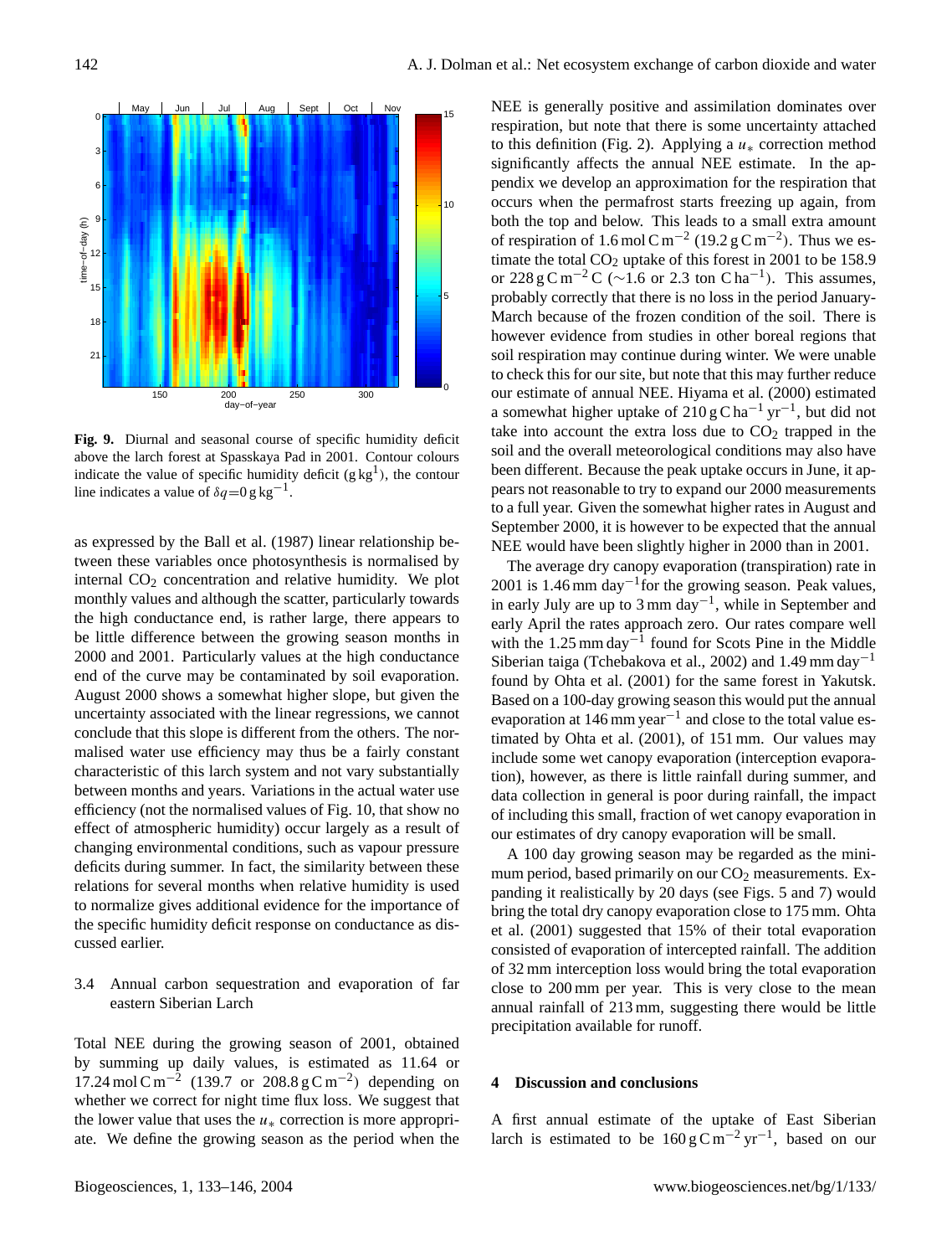**Fig. 9.** Diurnal and seasonal course of specific humidity deficit above the larch forest at Spasskaya Pad in 2001. Contour colours indicate the value of specific humidity deficit (g kg$^1$), the contour line indicates a value of $\delta q$=0 g kg$^{-1}$.

as expressed by the Ball et al. (1987) linear relationship between these variables once photosynthesis is normalised by internal $CO_2$ concentration and relative humidity. We plot monthly values and although the scatter, particularly towards the high conductance end, is rather large, there appears to be little difference between the growing season months in 2000 and 2001. Particularly values at the high conductance end of the curve may be contaminated by soil evaporation. August 2000 shows a somewhat higher slope, but given the uncertainty associated with the linear regressions, we cannot conclude that this slope is different from the others. The normalised water use efficiency may thus be a fairly constant characteristic of this larch system and not vary substantially between months and years. Variations in the actual water use efficiency (not the normalised values of Fig. 10, that show no effect of atmospheric humidity) occur largely as a result of changing environmental conditions, such as vapour pressure deficits during summer. In fact, the similarity between these relations for several months when relative humidity is used to normalize gives additional evidence for the importance of the specific humidity deficit response on conductance as discussed earlier.

### 3.4 Annual carbon sequestration and evaporation of far eastern Siberian Larch

Total NEE during the growing season of 2001, obtained by summing up daily values, is estimated as 11.64 or 17.24 mol C m$^{-2}$ (139.7 or 208.8 g C m$^{-2}$) depending on whether we correct for night time flux loss. We suggest that the lower value that uses the $u_*$ correction is more appropriate. We define the growing season as the period when the NEE is generally positive and assimilation dominates over respiration, but note that there is some uncertainty attached to this definition (Fig. 2). Applying a $u_*$ correction method significantly affects the annual NEE estimate. In the appendix we develop an approximation for the respiration that occurs when the permafrost starts freezing up again, from both the top and below. This leads to a small extra amount of respiration of 1.6 mol C m$^{-2}$ (19.2 g C m$^{-2}$). Thus we estimate the total $CO_2$ uptake of this forest in 2001 to be 158.9 or 228 g C m$^{-2}$ C (∼1.6 or 2.3 ton C ha$^{-1}$). This assumes, probably correctly that there is no loss in the period January-March because of the frozen condition of the soil. There is however evidence from studies in other boreal regions that soil respiration may continue during winter. We were unable to check this for our site, but note that this may further reduce our estimate of annual NEE. Hiyama et al. (2000) estimated a somewhat higher uptake of 210 g C ha$^{-1}$ yr$^{-1}$, but did not take into account the extra loss due to $CO_2$ trapped in the soil and the overall meteorological conditions may also have been different. Because the peak uptake occurs in June, it appears not reasonable to try to expand our 2000 measurements to a full year. Given the somewhat higher rates in August and September 2000, it is however to be expected that the annual NEE would have been slightly higher in 2000 than in 2001.

The average dry canopy evaporation (transpiration) rate in 2001 is 1.46 mm day$^{-1}$for the growing season. Peak values, in early July are up to 3 mm day$^{-1}$, while in September and early April the rates approach zero. Our rates compare well with the 1.25 mm day$^{-1}$ found for Scots Pine in the Middle Siberian taiga (Tchebakova et al., 2002) and 1.49 mm day$^{-1}$ found by Ohta et al. (2001) for the same forest in Yakutsk. Based on a 100-day growing season this would put the annual evaporation at 146 mm year$^{-1}$ and close to the total value estimated by Ohta et al. (2001), of 151 mm. Our values may include some wet canopy evaporation (interception evaporation), however, as there is little rainfall during summer, and data collection in general is poor during rainfall, the impact of including this small, fraction of wet canopy evaporation in our estimates of dry canopy evaporation will be small.

A 100 day growing season may be regarded as the minimum period, based primarily on our $CO_2$ measurements. Expanding it realistically by 20 days (see Figs. 5 and 7) would bring the total dry canopy evaporation close to 175 mm. Ohta et al. (2001) suggested that 15% of their total evaporation consisted of evaporation of intercepted rainfall. The addition of 32 mm interception loss would bring the total evaporation close to 200 mm per year. This is very close to the mean annual rainfall of 213 mm, suggesting there would be little precipitation available for runoff.

## 4 Discussion and conclusions

A first annual estimate of the uptake of East Siberian larch is estimated to be 160 g C m$^{-2}$ yr$^{-1}$, based on our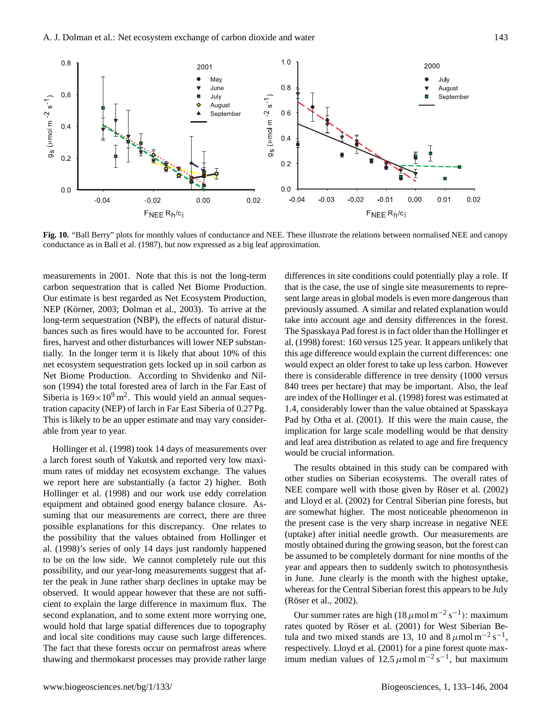**Fig. 10.** "Ball Berry" plots for monthly values of conductance and NEE. These illustrate the relations between normalised NEE and canopy conductance as in Ball et al. (1987), but now expressed as a big leaf approximation.

measurements in 2001. Note that this is not the long-term carbon sequestration that is called Net Biome Production. Our estimate is best regarded as Net Ecosystem Production, NEP (Körner, 2003; Dolman et al., 2003). To arrive at the long-term sequestration (NBP), the effects of natural disturbances such as fires would have to be accounted for. Forest fires, harvest and other disturbances will lower NEP substantially. In the longer term it is likely that about 10% of this net ecosystem sequestration gets locked up in soil carbon as Net Biome Production. According to Shvidenko and Nilson (1994) the total forested area of larch in the Far East of Siberia is $169\times10^9\,\mathrm{m}^2$. This would yield an annual sequestration capacity (NEP) of larch in Far East Siberia of 0.27 Pg. This is likely to be an upper estimate and may vary considerable from year to year.

Hollinger et al. (1998) took 14 days of measurements over a larch forest south of Yakutsk and reported very low maximum rates of midday net ecosystem exchange. The values we report here are substantially (a factor 2) higher. Both Hollinger et al. (1998) and our work use eddy correlation equipment and obtained good energy balance closure. Assuming that our measurements are correct, there are three possible explanations for this discrepancy. One relates to the possibility that the values obtained from Hollinger et al. (1998)'s series of only 14 days just randomly happened to be on the low side. We cannot completely rule out this possibility, and our year-long measurements suggest that after the peak in June rather sharp declines in uptake may be observed. It would appear however that these are not sufficient to explain the large difference in maximum flux. The second explanation, and to some extent more worrying one, would hold that large spatial differences due to topography and local site conditions may cause such large differences. The fact that these forests occur on permafrost areas where thawing and thermokarst processes may provide rather large differences in site conditions could potentially play a role. If that is the case, the use of single site measurements to represent large areas in global models is even more dangerous than previously assumed. A similar and related explanation would take into account age and density differences in the forest. The Spasskaya Pad forest is in fact older than the Hollinger et al. (1998) forest: 160 versus 125 year. It appears unlikely that this age difference would explain the current differences: one would expect an older forest to take up less carbon. However there is considerable difference in tree density (1000 versus 840 trees per hectare) that may be important. Also, the leaf are index of the Hollinger et al. (1998) forest was estimated at 1.4, considerably lower than the value obtained at Spasskaya Pad by Otha et al. (2001). If this were the main cause, the implication for large scale modelling would be that density and leaf area distribution as related to age and fire frequency would be crucial information.

The results obtained in this study can be compared with other studies on Siberian ecosystems. The overall rates of NEE compare well with those given by Röser et al. (2002) and Lloyd et al. (2002) for Central Siberian pine forests, but are somewhat higher. The most noticeable phenomenon in the present case is the very sharp increase in negative NEE (uptake) after initial needle growth. Our measurements are mostly obtained during the growing season, but the forest can be assumed to be completely dormant for nine months of the year and appears then to suddenly switch to photosynthesis in June. June clearly is the month with the highest uptake, whereas for the Central Siberian forest this appears to be July (Röser et al., 2002).

Our summer rates are high ($18\,\mu\mathrm{mol\,m^{-2}\,s^{-1}}$): maximum rates quoted by Röser et al. (2001) for West Siberian Betula and two mixed stands are 13, 10 and $8\,\mu\mathrm{mol\,m^{-2}\,s^{-1}}$, respectively. Lloyd et al. (2001) for a pine forest quote maximum median values of $12.5\,\mu\mathrm{mol\,m^{-2}\,s^{-1}}$, but maximum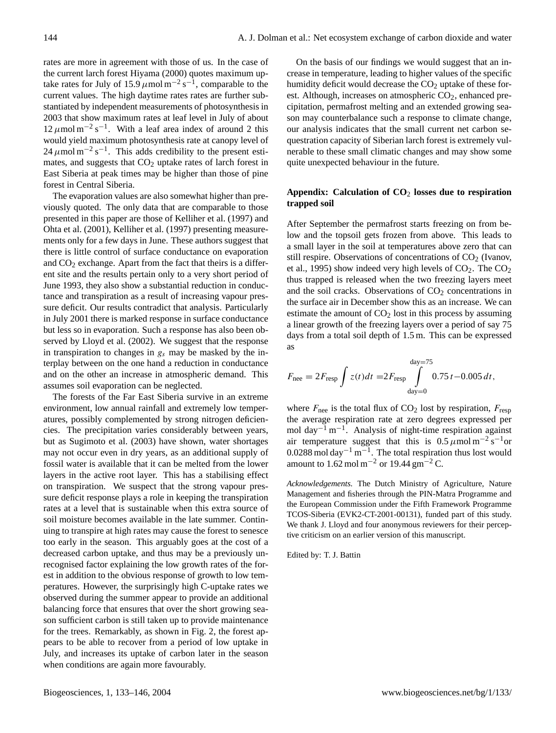rates are more in agreement with those of us. In the case of the current larch forest Hiyama (2000) quotes maximum uptake rates for July of 15.9 $\mu$mol m$^{-2}$ s$^{-1}$, comparable to the current values. The high daytime rates rates are further substantiated by independent measurements of photosynthesis in 2003 that show maximum rates at leaf level in July of about 12 $\mu$mol m$^{-2}$ s$^{-1}$. With a leaf area index of around 2 this would yield maximum photosynthesis rate at canopy level of 24 $\mu$mol m$^{-2}$ s$^{-1}$. This adds credibility to the present estimates, and suggests that $CO_2$ uptake rates of larch forest in East Siberia at peak times may be higher than those of pine forest in Central Siberia.

The evaporation values are also somewhat higher than previously quoted. The only data that are comparable to those presented in this paper are those of Kelliher et al. (1997) and Ohta et al. (2001), Kelliher et al. (1997) presenting measurements only for a few days in June. These authors suggest that there is little control of surface conductance on evaporation and $CO_2$ exchange. Apart from the fact that theirs is a different site and the results pertain only to a very short period of June 1993, they also show a substantial reduction in conductance and transpiration as a result of increasing vapour pressure deficit. Our results contradict that analysis. Particularly in July 2001 there is marked response in surface conductance but less so in evaporation. Such a response has also been observed by Lloyd et al. (2002). We suggest that the response in transpiration to changes in $g_s$ may be masked by the interplay between on the one hand a reduction in conductance and on the other an increase in atmospheric demand. This assumes soil evaporation can be neglected.

The forests of the Far East Siberia survive in an extreme environment, low annual rainfall and extremely low temperatures, possibly complemented by strong nitrogen deficiencies. The precipitation varies considerably between years, but as Sugimoto et al. (2003) have shown, water shortages may not occur even in dry years, as an additional supply of fossil water is available that it can be melted from the lower layers in the active root layer. This has a stabilising effect on transpiration. We suspect that the strong vapour pressure deficit response plays a role in keeping the transpiration rates at a level that is sustainable when this extra source of soil moisture becomes available in the late summer. Continuing to transpire at high rates may cause the forest to senesce too early in the season. This arguably goes at the cost of a decreased carbon uptake, and thus may be a previously unrecognised factor explaining the low growth rates of the forest in addition to the obvious response of growth to low temperatures. However, the surprisingly high C-uptake rates we observed during the summer appear to provide an additional balancing force that ensures that over the short growing season sufficient carbon is still taken up to provide maintenance for the trees. Remarkably, as shown in Fig. 2, the forest appears to be able to recover from a period of low uptake in July, and increases its uptake of carbon later in the season when conditions are again more favourably.

On the basis of our findings we would suggest that an increase in temperature, leading to higher values of the specific humidity deficit would decrease the $CO_2$ uptake of these forest. Although, increases on atmospheric $CO_2$, enhanced precipitation, permafrost melting and an extended growing season may counterbalance such a response to climate change, our analysis indicates that the small current net carbon sequestration capacity of Siberian larch forest is extremely vulnerable to these small climatic changes and may show some quite unexpected behaviour in the future.

## Appendix: Calculation of $CO_2$ losses due to respiration trapped soil

After September the permafrost starts freezing on from below and the topsoil gets frozen from above. This leads to a small layer in the soil at temperatures above zero that can still respire. Observations of concentrations of $CO_2$ (Ivanov, et al., 1995) show indeed very high levels of $CO_2$. The $CO_2$ thus trapped is released when the two freezing layers meet and the soil cracks. Observations of $CO_2$ concentrations in the surface air in December show this as an increase. We can estimate the amount of $CO_2$ lost in this process by assuming a linear growth of the freezing layers over a period of say 75 days from a total soil depth of 1.5 m. This can be expressed as

$$F_{\text{nee}} = 2F_{\text{resp}} \int z(t)dt = 2F_{\text{resp}} \int_{\text{day}=0}^{\text{day}=75} 0.75\,t - 0.005\,dt,$$

where $F_{\text{nee}}$ is the total flux of $CO_2$ lost by respiration, $F_{\text{resp}}$ the average respiration rate at zero degrees expressed per mol day$^{-1}$ m$^{-1}$. Analysis of night-time respiration against air temperature suggest that this is 0.5 $\mu$mol m$^{-2}$ s$^{-1}$or 0.0288 mol day$^{-1}$ m$^{-1}$. The total respiration thus lost would amount to 1.62 mol m$^{-2}$ or 19.44 gm$^{-2}$ C.

*Acknowledgements.* The Dutch Ministry of Agriculture, Nature Management and fisheries through the PIN-Matra Programme and the European Commission under the Fifth Framework Programme TCOS-Siberia (EVK2-CT-2001-00131), funded part of this study. We thank J. Lloyd and four anonymous reviewers for their perceptive criticism on an earlier version of this manuscript.

Edited by: T. J. Battin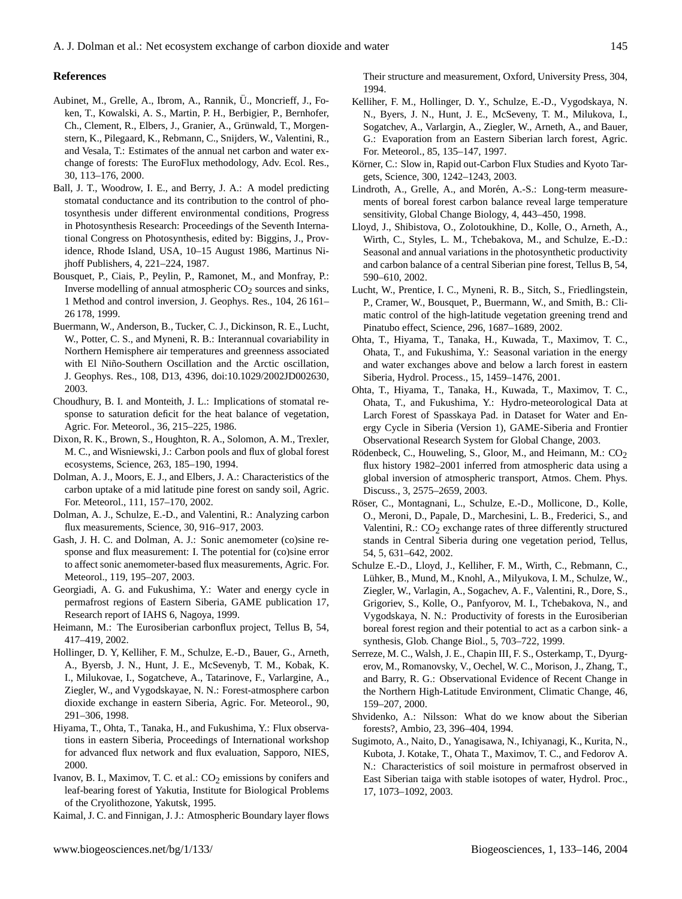## References

Aubinet, M., Grelle, A., Ibrom, A., Rannik, Ü., Moncrieff, J., Foken, T., Kowalski, A. S., Martin, P. H., Berbigier, P., Bernhofer, Ch., Clement, R., Elbers, J., Granier, A., Grünwald, T., Morgenstern, K., Pilegaard, K., Rebmann, C., Snijders, W., Valentini, R., and Vesala, T.: Estimates of the annual net carbon and water exchange of forests: The EuroFlux methodology, Adv. Ecol. Res., 30, 113–176, 2000.

Ball, J. T., Woodrow, I. E., and Berry, J. A.: A model predicting stomatal conductance and its contribution to the control of photosynthesis under different environmental conditions, Progress in Photosynthesis Research: Proceedings of the Seventh International Congress on Photosynthesis, edited by: Biggins, J., Providence, Rhode Island, USA, 10–15 August 1986, Martinus Nijhoff Publishers, 4, 221–224, 1987.

Bousquet, P., Ciais, P., Peylin, P., Ramonet, M., and Monfray, P.: Inverse modelling of annual atmospheric $CO_2$ sources and sinks, 1 Method and control inversion, J. Geophys. Res., 104, 26 161–26 178, 1999.

Buermann, W., Anderson, B., Tucker, C. J., Dickinson, R. E., Lucht, W., Potter, C. S., and Myneni, R. B.: Interannual covariability in Northern Hemisphere air temperatures and greenness associated with El Niño-Southern Oscillation and the Arctic oscillation, J. Geophys. Res., 108, D13, 4396, doi:10.1029/2002JD002630, 2003.

Choudhury, B. I. and Monteith, J. L.: Implications of stomatal response to saturation deficit for the heat balance of vegetation, Agric. For. Meteorol., 36, 215–225, 1986.

Dixon, R. K., Brown, S., Houghton, R. A., Solomon, A. M., Trexler, M. C., and Wisniewski, J.: Carbon pools and flux of global forest ecosystems, Science, 263, 185–190, 1994.

Dolman, A. J., Moors, E. J., and Elbers, J. A.: Characteristics of the carbon uptake of a mid latitude pine forest on sandy soil, Agric. For. Meteorol., 111, 157–170, 2002.

Dolman, A. J., Schulze, E.-D., and Valentini, R.: Analyzing carbon flux measurements, Science, 30, 916–917, 2003.

Gash, J. H. C. and Dolman, A. J.: Sonic anemometer (co)sine response and flux measurement: I. The potential for (co)sine error to affect sonic anemometer-based flux measurements, Agric. For. Meteorol., 119, 195–207, 2003.

Georgiadi, A. G. and Fukushima, Y.: Water and energy cycle in permafrost regions of Eastern Siberia, GAME publication 17, Research report of IAHS 6, Nagoya, 1999.

Heimann, M.: The Eurosiberian carbonflux project, Tellus B, 54, 417–419, 2002.

Hollinger, D. Y, Kelliher, F. M., Schulze, E.-D., Bauer, G., Arneth, A., Byersb, J. N., Hunt, J. E., McSevenyb, T. M., Kobak, K. I., Milukovae, I., Sogatcheve, A., Tatarinove, F., Varlargine, A., Ziegler, W., and Vygodskayae, N. N.: Forest-atmosphere carbon dioxide exchange in eastern Siberia, Agric. For. Meteorol., 90, 291–306, 1998.

Hiyama, T., Ohta, T., Tanaka, H., and Fukushima, Y.: Flux observations in eastern Siberia, Proceedings of International workshop for advanced flux network and flux evaluation, Sapporo, NIES, 2000.

Ivanov, B. I., Maximov, T. C. et al.: $CO_2$ emissions by conifers and leaf-bearing forest of Yakutia, Institute for Biological Problems of the Cryolithozone, Yakutsk, 1995.

Kaimal, J. C. and Finnigan, J. J.: Atmospheric Boundary layer flows Their structure and measurement, Oxford, University Press, 304, 1994.

Kelliher, F. M., Hollinger, D. Y., Schulze, E.-D., Vygodskaya, N. N., Byers, J. N., Hunt, J. E., McSeveny, T. M., Milukova, I., Sogatchev, A., Varlargin, A., Ziegler, W., Arneth, A., and Bauer, G.: Evaporation from an Eastern Siberian larch forest, Agric. For. Meteorol., 85, 135–147, 1997.

Körner, C.: Slow in, Rapid out-Carbon Flux Studies and Kyoto Targets, Science, 300, 1242–1243, 2003.

Lindroth, A., Grelle, A., and Morén, A.-S.: Long-term measurements of boreal forest carbon balance reveal large temperature sensitivity, Global Change Biology, 4, 443–450, 1998.

Lloyd, J., Shibistova, O., Zolotoukhine, D., Kolle, O., Arneth, A., Wirth, C., Styles, L. M., Tchebakova, M., and Schulze, E.-D.: Seasonal and annual variations in the photosynthetic productivity and carbon balance of a central Siberian pine forest, Tellus B, 54, 590–610, 2002.

Lucht, W., Prentice, I. C., Myneni, R. B., Sitch, S., Friedlingstein, P., Cramer, W., Bousquet, P., Buermann, W., and Smith, B.: Climatic control of the high-latitude vegetation greening trend and Pinatubo effect, Science, 296, 1687–1689, 2002.

Ohta, T., Hiyama, T., Tanaka, H., Kuwada, T., Maximov, T. C., Ohata, T., and Fukushima, Y.: Seasonal variation in the energy and water exchanges above and below a larch forest in eastern Siberia, Hydrol. Process., 15, 1459–1476, 2001.

Ohta, T., Hiyama, T., Tanaka, H., Kuwada, T., Maximov, T. C., Ohata, T., and Fukushima, Y.: Hydro-meteorological Data at Larch Forest of Spasskaya Pad. in Dataset for Water and Energy Cycle in Siberia (Version 1), GAME-Siberia and Frontier Observational Research System for Global Change, 2003.

Rödenbeck, C., Houweling, S., Gloor, M., and Heimann, M.: $CO_2$ flux history 1982–2001 inferred from atmospheric data using a global inversion of atmospheric transport, Atmos. Chem. Phys. Discuss., 3, 2575–2659, 2003.

Röser, C., Montagnani, L., Schulze, E.-D., Mollicone, D., Kolle, O., Meroni, D., Papale, D., Marchesini, L. B., Frederici, S., and Valentini, R.: $CO_2$ exchange rates of three differently structured stands in Central Siberia during one vegetation period, Tellus, 54, 5, 631–642, 2002.

Schulze E.-D., Lloyd, J., Kelliher, F. M., Wirth, C., Rebmann, C., Lühker, B., Mund, M., Knohl, A., Milyukova, I. M., Schulze, W., Ziegler, W., Varlagin, A., Sogachev, A. F., Valentini, R., Dore, S., Grigoriev, S., Kolle, O., Panfyorov, M. I., Tchebakova, N., and Vygodskaya, N. N.: Productivity of forests in the Eurosiberian boreal forest region and their potential to act as a carbon sink- a synthesis, Glob. Change Biol., 5, 703–722, 1999.

Serreze, M. C., Walsh, J. E., Chapin III, F. S., Osterkamp, T., Dyurgerov, M., Romanovsky, V., Oechel, W. C., Morison, J., Zhang, T., and Barry, R. G.: Observational Evidence of Recent Change in the Northern High-Latitude Environment, Climatic Change, 46, 159–207, 2000.

Shvidenko, A.: Nilsson: What do we know about the Siberian forests?, Ambio, 23, 396–404, 1994.

Sugimoto, A., Naito, D., Yanagisawa, N., Ichiyanagi, K., Kurita, N., Kubota, J. Kotake, T., Ohata T., Maximov, T. C., and Fedorov A. N.: Characteristics of soil moisture in permafrost observed in East Siberian taiga with stable isotopes of water, Hydrol. Proc., 17, 1073–1092, 2003.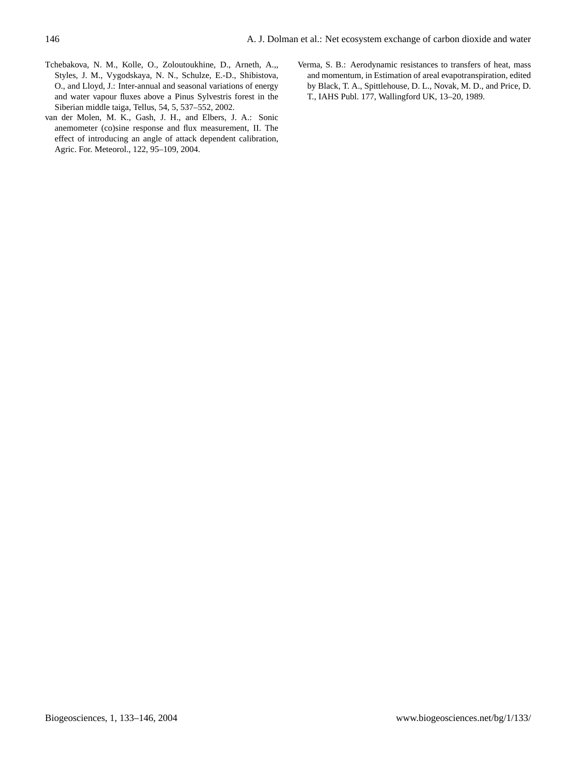Tchebakova, N. M., Kolle, O., Zoloutoukhine, D., Arneth, A.,, Styles, J. M., Vygodskaya, N. N., Schulze, E.-D., Shibistova, O., and Lloyd, J.: Inter-annual and seasonal variations of energy and water vapour fluxes above a Pinus Sylvestris forest in the Siberian middle taiga, Tellus, 54, 5, 537–552, 2002.

van der Molen, M. K., Gash, J. H., and Elbers, J. A.: Sonic anemometer (co)sine response and flux measurement, II. The effect of introducing an angle of attack dependent calibration, Agric. For. Meteorol., 122, 95–109, 2004.

Verma, S. B.: Aerodynamic resistances to transfers of heat, mass and momentum, in Estimation of areal evapotranspiration, edited by Black, T. A., Spittlehouse, D. L., Novak, M. D., and Price, D. T., IAHS Publ. 177, Wallingford UK, 13–20, 1989.